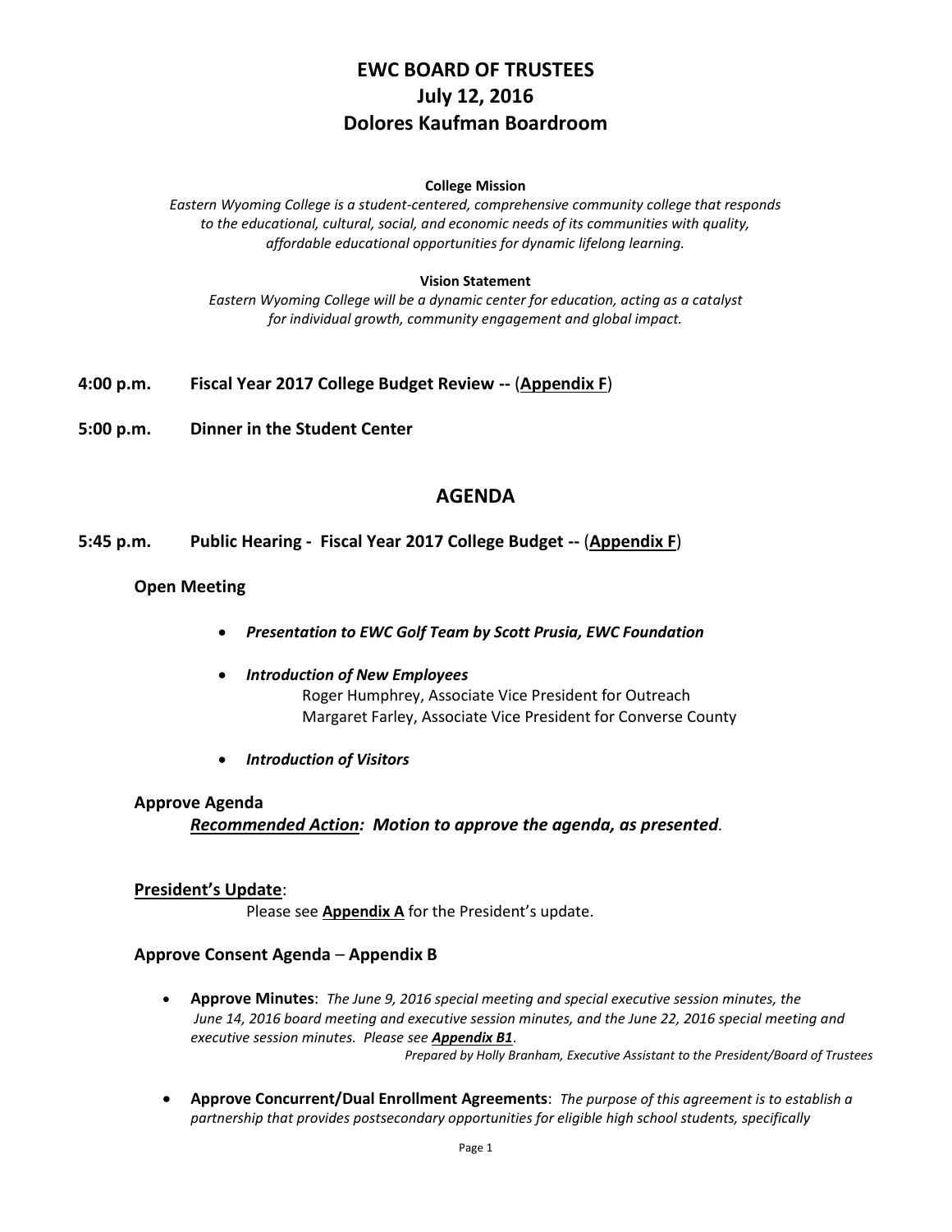# EWC BOARD OF TRUSTEES
# July 12, 2016
# Dolores Kaufman Boardroom

**College Mission**

*Eastern Wyoming College is a student-centered, comprehensive community college that responds to the educational, cultural, social, and economic needs of its communities with quality, affordable educational opportunities for dynamic lifelong learning.*

**Vision Statement**

*Eastern Wyoming College will be a dynamic center for education, acting as a catalyst for individual growth, community engagement and global impact.*

**4:00 p.m. Fiscal Year 2017 College Budget Review --** (**Appendix F**)

**5:00 p.m. Dinner in the Student Center**

## AGENDA

**5:45 p.m. Public Hearing - Fiscal Year 2017 College Budget --** (**Appendix F**)

### Open Meeting

- ***Presentation to EWC Golf Team by Scott Prusia, EWC Foundation***
- ***Introduction of New Employees***
  Roger Humphrey, Associate Vice President for Outreach
  Margaret Farley, Associate Vice President for Converse County
- ***Introduction of Visitors***

### Approve Agenda

***Recommended Action:* *Motion to approve the agenda, as presented*.**

### President's Update:

Please see **Appendix A** for the President's update.

### Approve Consent Agenda – Appendix B

- **Approve Minutes**: *The June 9, 2016 special meeting and special executive session minutes, the June 14, 2016 board meeting and executive session minutes, and the June 22, 2016 special meeting and executive session minutes. Please see* ***Appendix B1****.*
  *Prepared by Holly Branham, Executive Assistant to the President/Board of Trustees*
- **Approve Concurrent/Dual Enrollment Agreements**: *The purpose of this agreement is to establish a partnership that provides postsecondary opportunities for eligible high school students, specifically*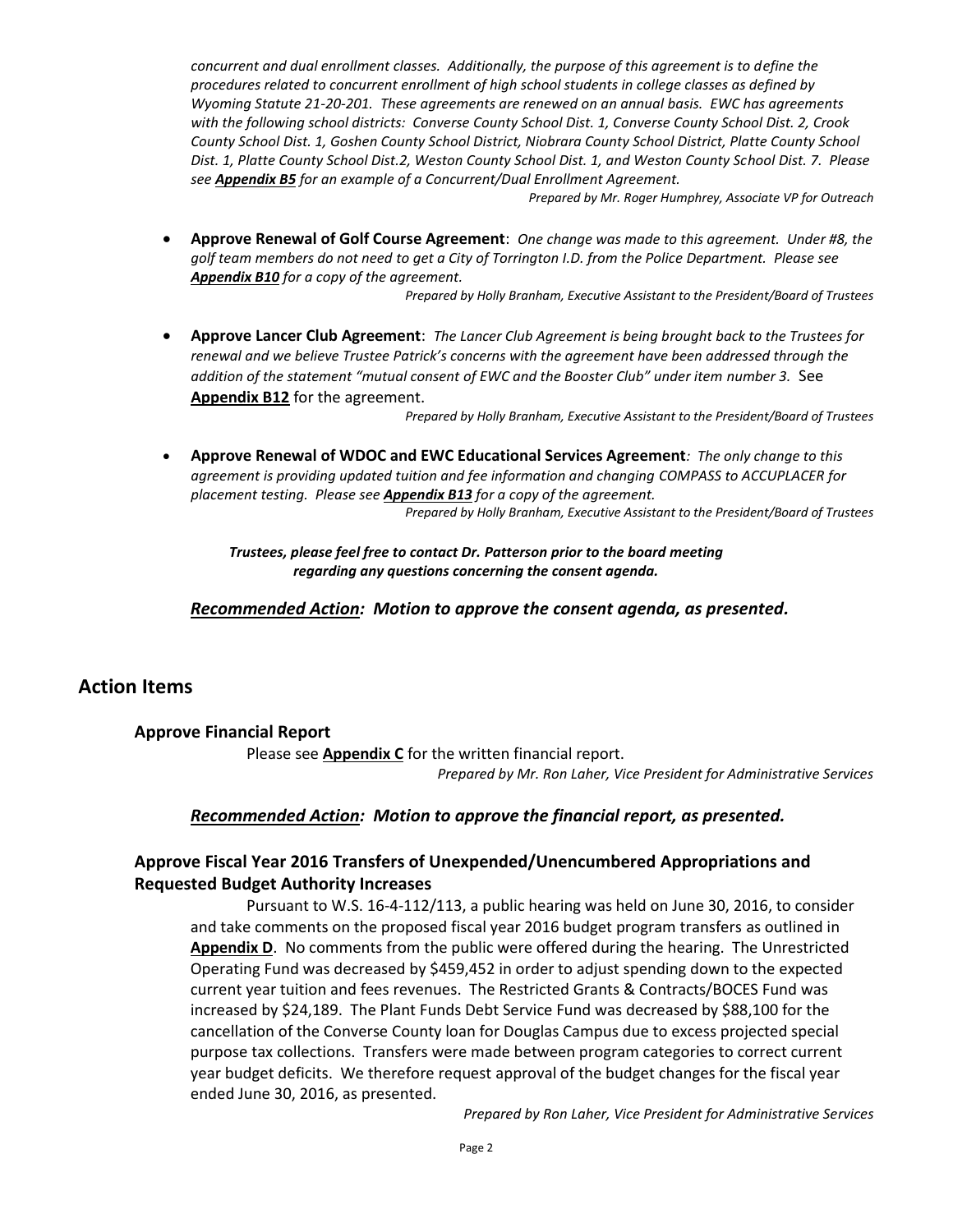*concurrent and dual enrollment classes. Additionally, the purpose of this agreement is to define the procedures related to concurrent enrollment of high school students in college classes as defined by Wyoming Statute 21-20-201. These agreements are renewed on an annual basis. EWC has agreements with the following school districts: Converse County School Dist. 1, Converse County School Dist. 2, Crook County School Dist. 1, Goshen County School District, Niobrara County School District, Platte County School Dist. 1, Platte County School Dist.2, Weston County School Dist. 1, and Weston County School Dist. 7. Please see **Appendix B5** for an example of a Concurrent/Dual Enrollment Agreement.*

*Prepared by Mr. Roger Humphrey, Associate VP for Outreach*

- **Approve Renewal of Golf Course Agreement**: *One change was made to this agreement. Under #8, the golf team members do not need to get a City of Torrington I.D. from the Police Department. Please see **Appendix B10** for a copy of the agreement.*

  *Prepared by Holly Branham, Executive Assistant to the President/Board of Trustees*

- **Approve Lancer Club Agreement**: *The Lancer Club Agreement is being brought back to the Trustees for renewal and we believe Trustee Patrick's concerns with the agreement have been addressed through the addition of the statement "mutual consent of EWC and the Booster Club" under item number 3.* See **Appendix B12** for the agreement.

  *Prepared by Holly Branham, Executive Assistant to the President/Board of Trustees*

- **Approve Renewal of WDOC and EWC Educational Services Agreement***: The only change to this agreement is providing updated tuition and fee information and changing COMPASS to ACCUPLACER for placement testing. Please see **Appendix B13** for a copy of the agreement.*

  *Prepared by Holly Branham, Executive Assistant to the President/Board of Trustees*

***Trustees, please feel free to contact Dr. Patterson prior to the board meeting regarding any questions concerning the consent agenda.***

***Recommended Action: Motion to approve the consent agenda, as presented.***

## Action Items

### Approve Financial Report

Please see **Appendix C** for the written financial report.

*Prepared by Mr. Ron Laher, Vice President for Administrative Services*

***Recommended Action: Motion to approve the financial report, as presented.***

### Approve Fiscal Year 2016 Transfers of Unexpended/Unencumbered Appropriations and Requested Budget Authority Increases

Pursuant to W.S. 16-4-112/113, a public hearing was held on June 30, 2016, to consider and take comments on the proposed fiscal year 2016 budget program transfers as outlined in **Appendix D**. No comments from the public were offered during the hearing. The Unrestricted Operating Fund was decreased by $459,452 in order to adjust spending down to the expected current year tuition and fees revenues. The Restricted Grants & Contracts/BOCES Fund was increased by $24,189. The Plant Funds Debt Service Fund was decreased by $88,100 for the cancellation of the Converse County loan for Douglas Campus due to excess projected special purpose tax collections. Transfers were made between program categories to correct current year budget deficits. We therefore request approval of the budget changes for the fiscal year ended June 30, 2016, as presented.

*Prepared by Ron Laher, Vice President for Administrative Services*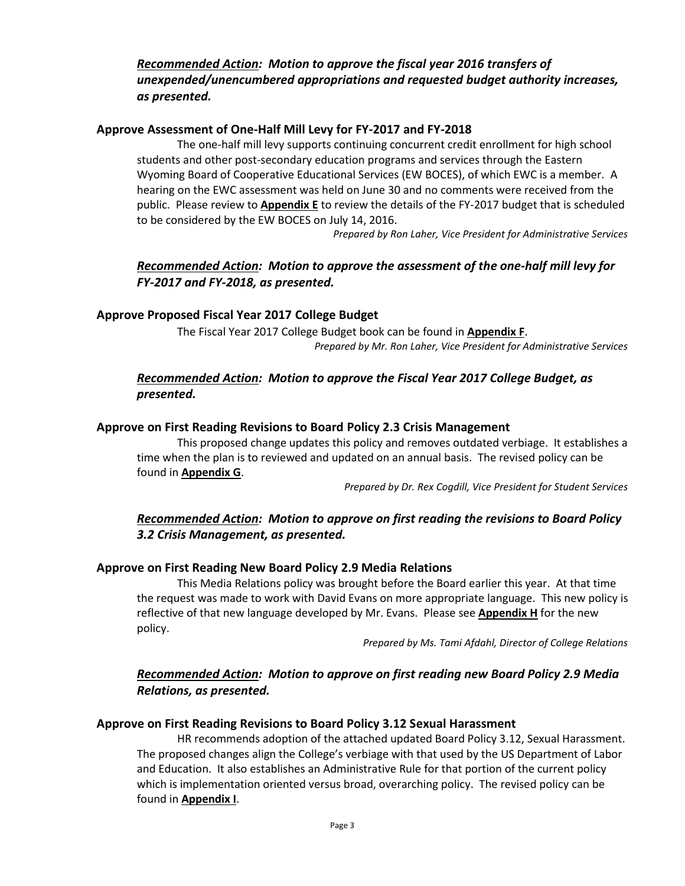***Recommended Action*: Motion to approve the fiscal year 2016 transfers of unexpended/unencumbered appropriations and requested budget authority increases, as presented.**

### Approve Assessment of One-Half Mill Levy for FY-2017 and FY-2018

The one-half mill levy supports continuing concurrent credit enrollment for high school students and other post-secondary education programs and services through the Eastern Wyoming Board of Cooperative Educational Services (EW BOCES), of which EWC is a member. A hearing on the EWC assessment was held on June 30 and no comments were received from the public. Please review to **Appendix E** to review the details of the FY-2017 budget that is scheduled to be considered by the EW BOCES on July 14, 2016.

*Prepared by Ron Laher, Vice President for Administrative Services*

***Recommended Action*: Motion to approve the assessment of the one-half mill levy for FY-2017 and FY-2018, as presented.**

### Approve Proposed Fiscal Year 2017 College Budget

The Fiscal Year 2017 College Budget book can be found in **Appendix F**.

*Prepared by Mr. Ron Laher, Vice President for Administrative Services*

***Recommended Action*: Motion to approve the Fiscal Year 2017 College Budget, as presented.**

### Approve on First Reading Revisions to Board Policy 2.3 Crisis Management

This proposed change updates this policy and removes outdated verbiage. It establishes a time when the plan is to reviewed and updated on an annual basis. The revised policy can be found in **Appendix G**.

*Prepared by Dr. Rex Cogdill, Vice President for Student Services*

***Recommended Action*: Motion to approve on first reading the revisions to Board Policy 3.2 Crisis Management, as presented.**

### Approve on First Reading New Board Policy 2.9 Media Relations

This Media Relations policy was brought before the Board earlier this year. At that time the request was made to work with David Evans on more appropriate language. This new policy is reflective of that new language developed by Mr. Evans. Please see **Appendix H** for the new policy.

*Prepared by Ms. Tami Afdahl, Director of College Relations*

***Recommended Action*: Motion to approve on first reading new Board Policy 2.9 Media Relations, as presented.**

### Approve on First Reading Revisions to Board Policy 3.12 Sexual Harassment

HR recommends adoption of the attached updated Board Policy 3.12, Sexual Harassment. The proposed changes align the College's verbiage with that used by the US Department of Labor and Education. It also establishes an Administrative Rule for that portion of the current policy which is implementation oriented versus broad, overarching policy. The revised policy can be found in **Appendix I**.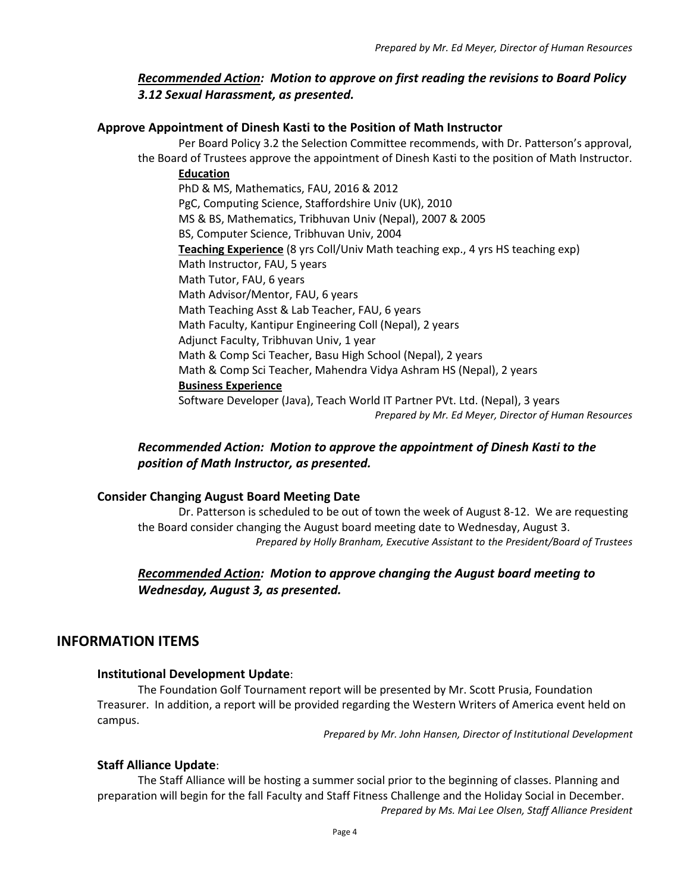*Prepared by Mr. Ed Meyer, Director of Human Resources*

***Recommended Action:** Motion to approve on first reading the revisions to Board Policy 3.12 Sexual Harassment, as presented.*

### Approve Appointment of Dinesh Kasti to the Position of Math Instructor

Per Board Policy 3.2 the Selection Committee recommends, with Dr. Patterson's approval, the Board of Trustees approve the appointment of Dinesh Kasti to the position of Math Instructor.

**Education**

PhD & MS, Mathematics, FAU, 2016 & 2012
PgC, Computing Science, Staffordshire Univ (UK), 2010
MS & BS, Mathematics, Tribhuvan Univ (Nepal), 2007 & 2005
BS, Computer Science, Tribhuvan Univ, 2004

**Teaching Experience** (8 yrs Coll/Univ Math teaching exp., 4 yrs HS teaching exp)

Math Instructor, FAU, 5 years
Math Tutor, FAU, 6 years
Math Advisor/Mentor, FAU, 6 years
Math Teaching Asst & Lab Teacher, FAU, 6 years
Math Faculty, Kantipur Engineering Coll (Nepal), 2 years
Adjunct Faculty, Tribhuvan Univ, 1 year
Math & Comp Sci Teacher, Basu High School (Nepal), 2 years
Math & Comp Sci Teacher, Mahendra Vidya Ashram HS (Nepal), 2 years

**Business Experience**

Software Developer (Java), Teach World IT Partner PVt. Ltd. (Nepal), 3 years

*Prepared by Mr. Ed Meyer, Director of Human Resources*

***Recommended Action: Motion to approve the appointment of Dinesh Kasti to the position of Math Instructor, as presented.***

### Consider Changing August Board Meeting Date

Dr. Patterson is scheduled to be out of town the week of August 8-12. We are requesting the Board consider changing the August board meeting date to Wednesday, August 3.

*Prepared by Holly Branham, Executive Assistant to the President/Board of Trustees*

***Recommended Action:** Motion to approve changing the August board meeting to Wednesday, August 3, as presented.*

## INFORMATION ITEMS

### Institutional Development Update:

The Foundation Golf Tournament report will be presented by Mr. Scott Prusia, Foundation Treasurer. In addition, a report will be provided regarding the Western Writers of America event held on campus.

*Prepared by Mr. John Hansen, Director of Institutional Development*

### Staff Alliance Update:

The Staff Alliance will be hosting a summer social prior to the beginning of classes. Planning and preparation will begin for the fall Faculty and Staff Fitness Challenge and the Holiday Social in December.

*Prepared by Ms. Mai Lee Olsen, Staff Alliance President*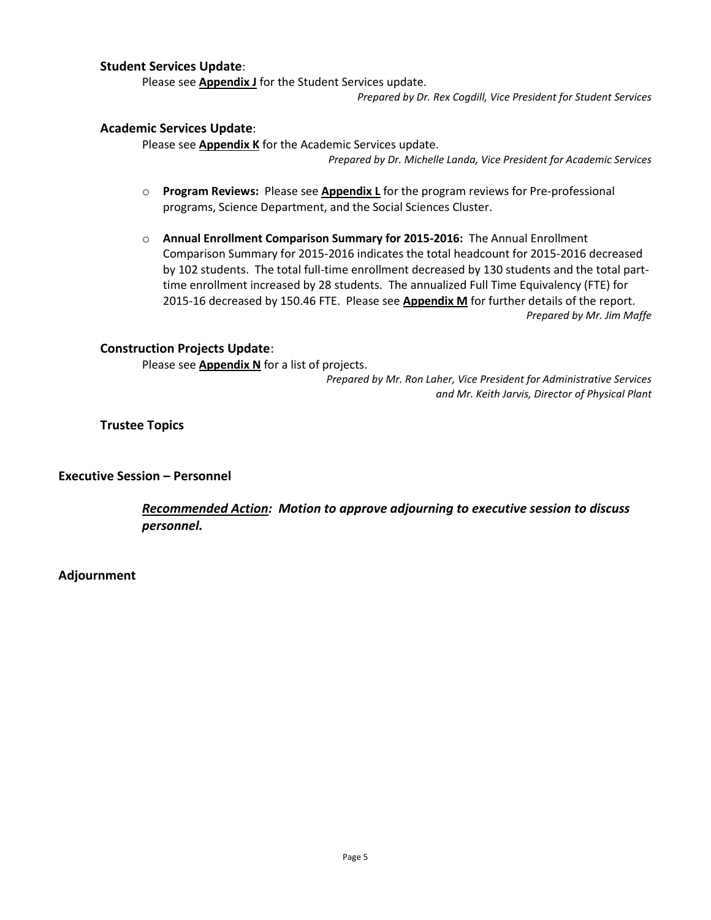### **Student Services Update**:

Please see **Appendix J** for the Student Services update.

*Prepared by Dr. Rex Cogdill, Vice President for Student Services*

### **Academic Services Update**:

Please see **Appendix K** for the Academic Services update.

*Prepared by Dr. Michelle Landa, Vice President for Academic Services*

- **Program Reviews:** Please see **Appendix L** for the program reviews for Pre-professional programs, Science Department, and the Social Sciences Cluster.
- **Annual Enrollment Comparison Summary for 2015-2016:** The Annual Enrollment Comparison Summary for 2015-2016 indicates the total headcount for 2015-2016 decreased by 102 students. The total full-time enrollment decreased by 130 students and the total part-time enrollment increased by 28 students. The annualized Full Time Equivalency (FTE) for 2015-16 decreased by 150.46 FTE. Please see **Appendix M** for further details of the report.

  *Prepared by Mr. Jim Maffe*

### **Construction Projects Update**:

Please see **Appendix N** for a list of projects.

*Prepared by Mr. Ron Laher, Vice President for Administrative Services and Mr. Keith Jarvis, Director of Physical Plant*

### **Trustee Topics**

## **Executive Session – Personnel**

***Recommended Action:* *Motion to approve adjourning to executive session to discuss personnel.***

## **Adjournment**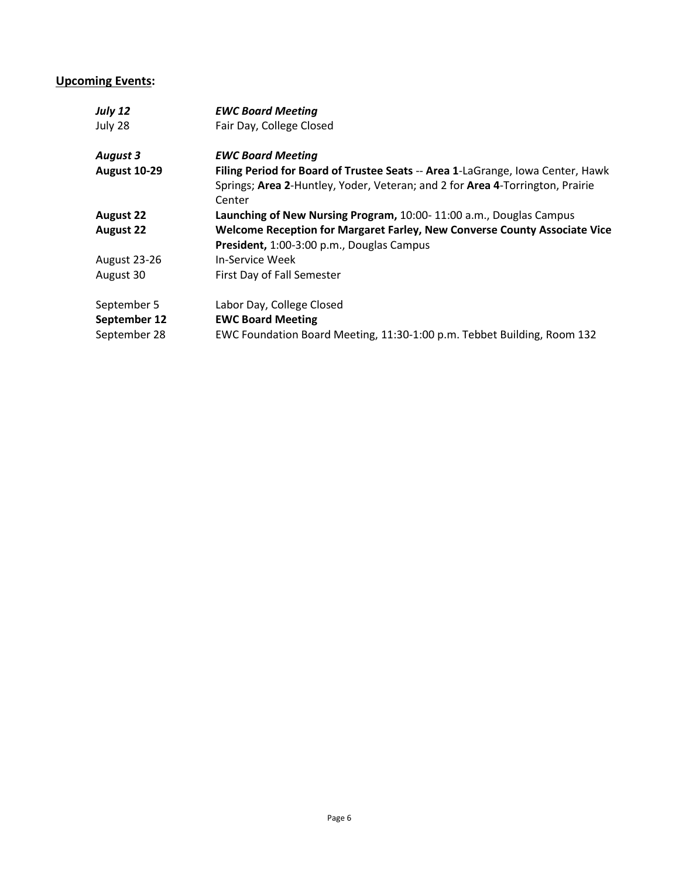**<u>Upcoming Events</u>:**

| | |
|---|---|
| ***July 12*** | ***EWC Board Meeting*** |
| July 28 | Fair Day, College Closed |
| | |
| ***August 3*** | ***EWC Board Meeting*** |
| **August 10-29** | **Filing Period for Board of Trustee Seats** -- **Area 1**-LaGrange, Iowa Center, Hawk Springs; **Area 2**-Huntley, Yoder, Veteran; and 2 for **Area 4**-Torrington, Prairie Center |
| **August 22** | **Launching of New Nursing Program,** 10:00- 11:00 a.m., Douglas Campus |
| **August 22** | **Welcome Reception for Margaret Farley, New Converse County Associate Vice President,** 1:00-3:00 p.m., Douglas Campus |
| August 23-26 | In-Service Week |
| August 30 | First Day of Fall Semester |
| | |
| September 5 | Labor Day, College Closed |
| **September 12** | **EWC Board Meeting** |
| September 28 | EWC Foundation Board Meeting, 11:30-1:00 p.m. Tebbet Building, Room 132 |